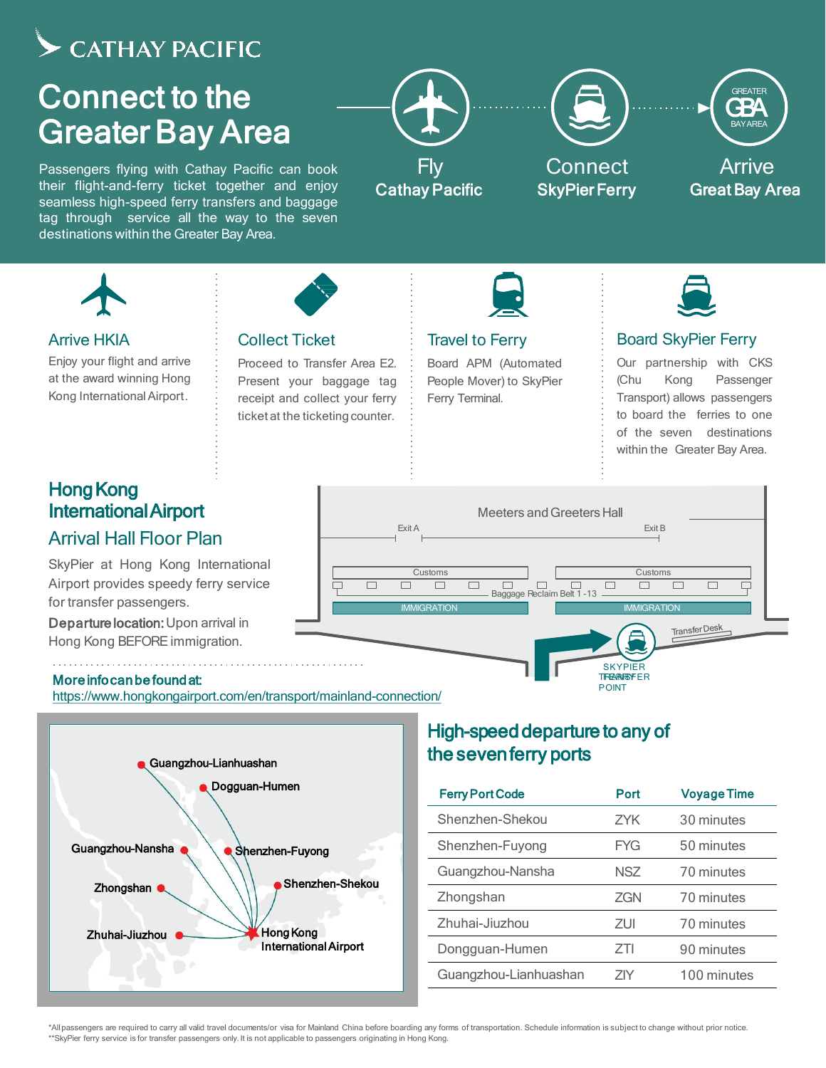CATHAY PACIFIC

# Connect to the Greater Bay Area

Passengers flying with Cathay Pacific can book their flight-and-ferry ticket together and enjoy seamless high-speed ferry transfers and baggage tag through service all the way to the seven destinations within the Greater Bay Area.

Fly **Cathay Pacific** → Connect **SkyPier Ferry** → Arrive **Great Bay Area**

### Arrive HKIA

Enjoy your flight and arrive at the award winning Hong Kong International Airport.

### Collect Ticket

Proceed to Transfer Area E2. Present your baggage tag receipt and collect your ferry ticket at the ticketing counter.

### Travel to Ferry

Board APM (Automated People Mover) to SkyPier Ferry Terminal.

### Board SkyPier Ferry

Our partnership with CKS (Chu Kong Passenger Transport) allows passengers to board the ferries to one of the seven destinations within the Greater Bay Area.

## Hong Kong International Airport

## Arrival Hall Floor Plan

SkyPier at Hong Kong International Airport provides speedy ferry service for transfer passengers.

**Departure location:** Upon arrival in Hong Kong BEFORE immigration.

Meeters and Greeters Hall · Exit A · Exit B · Customs · Customs · Baggage Reclaim Belt 1 -13 · IMMIGRATION · IMMIGRATION · Transfer Desk · SKYPIER FERRY TRANSFER POINT

**More info can be found at:**
https://www.hongkongairport.com/en/transport/mainland-connection/

Guangzhou-Lianhuashan · Dogguan-Humen · Guangzhou-Nansha · Shenzhen-Fuyong · Zhongshan · Shenzhen-Shekou · Zhuhai-Jiuzhou · Hong Kong International Airport

## High-speed departure to any of the seven ferry ports

| Ferry Port Code | Port | Voyage Time |
|---|---|---|
| Shenzhen-Shekou | ZYK | 30 minutes |
| Shenzhen-Fuyong | FYG | 50 minutes |
| Guangzhou-Nansha | NSZ | 70 minutes |
| Zhongshan | ZGN | 70 minutes |
| Zhuhai-Jiuzhou | ZUI | 70 minutes |
| Dongguan-Humen | ZTI | 90 minutes |
| Guangzhou-Lianhuashan | ZIY | 100 minutes |

*All passengers are required to carry all valid travel documents/or visa for Mainland China before boarding any forms of transportation. Schedule information is subject to change without prior notice.
**SkyPier ferry service is for transfer passengers only. It is not applicable to passengers originating in Hong Kong.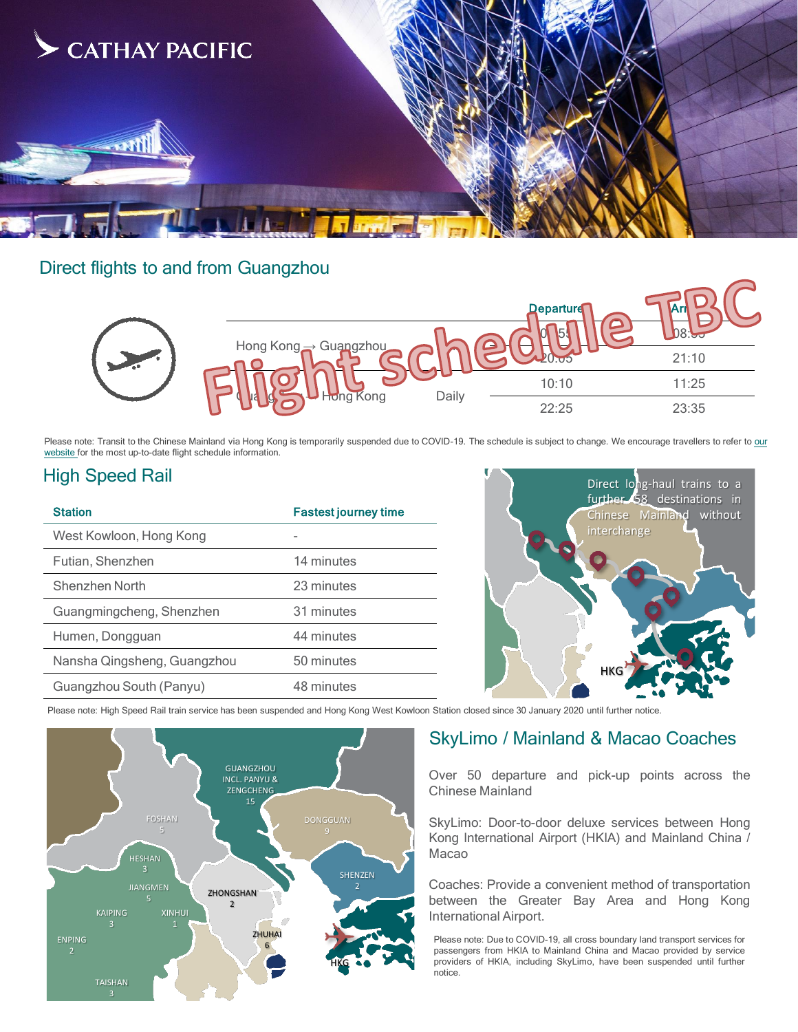CATHAY PACIFIC

## Direct flights to and from Guangzhou

Flight schedule TBC

| | | Departure | Arrival |
|---|---|---|---|
| Hong Kong → Guangzhou | | 0?:5? | 08:?? |
| | | 20:05 | 21:10 |
| Guangzhou → Hong Kong | Daily | 10:10 | 11:25 |
| | | 22:25 | 23:35 |

Please note: Transit to the Chinese Mainland via Hong Kong is temporarily suspended due to COVID-19. The schedule is subject to change. We encourage travellers to refer to our website for the most up-to-date flight schedule information.

## High Speed Rail

| Station | Fastest journey time |
|---|---|
| West Kowloon, Hong Kong | - |
| Futian, Shenzhen | 14 minutes |
| Shenzhen North | 23 minutes |
| Guangmingcheng, Shenzhen | 31 minutes |
| Humen, Dongguan | 44 minutes |
| Nansha Qingsheng, Guangzhou | 50 minutes |
| Guangzhou South (Panyu) | 48 minutes |

Direct long-haul trains to a further 58 destinations in Chinese Mainland without interchange

HKG

Please note: High Speed Rail train service has been suspended and Hong Kong West Kowloon Station closed since 30 January 2020 until further notice.

GUANGZHOU INCL. PANYU & ZENGCHENG 15
FOSHAN 5
DONGGUAN 9
HESHAN 3
SHENZHEN 2
JIANGMEN 5
ZHONGSHAN 2
KAIPING 3
XINHUI 1
ZHUHAI 6
ENPING 2
HKG
TAISHAN 3

## SkyLimo / Mainland & Macao Coaches

Over 50 departure and pick-up points across the Chinese Mainland

SkyLimo: Door-to-door deluxe services between Hong Kong International Airport (HKIA) and Mainland China / Macao

Coaches: Provide a convenient method of transportation between the Greater Bay Area and Hong Kong International Airport.

Please note: Due to COVID-19, all cross boundary land transport services for passengers from HKIA to Mainland China and Macao provided by service providers of HKIA, including SkyLimo, have been suspended until further notice.